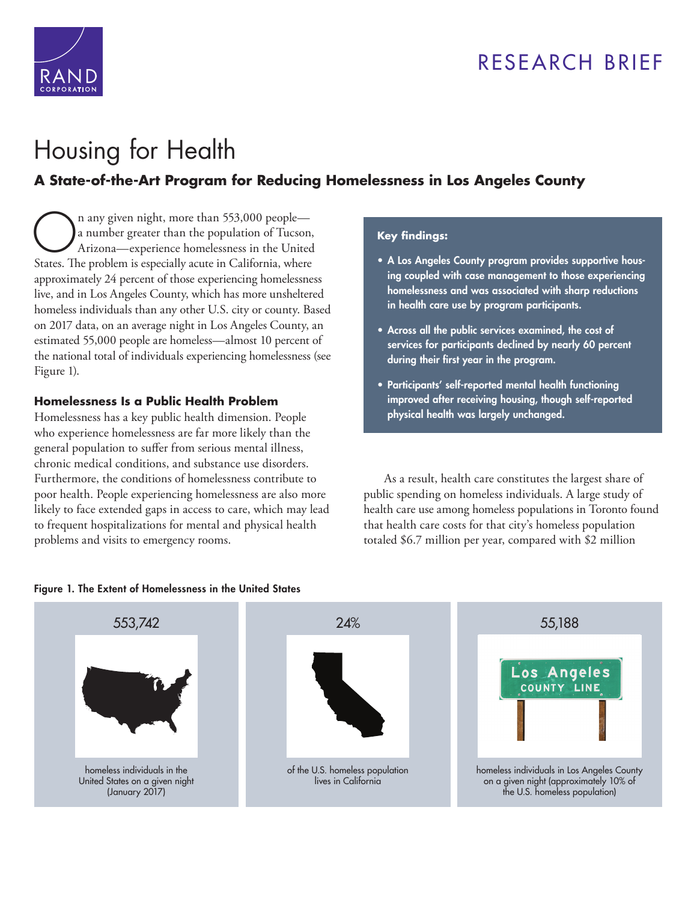RESEARCH BRIEF

# Housing for Health

## A State-of-the-Art Program for Reducing Homelessness in Los Angeles County

On any given night, more than 553,000 people—a number greater than the population of Tucson, Arizona—experience homelessness in the United States. The problem is especially acute in California, where approximately 24 percent of those experiencing homelessness live, and in Los Angeles County, which has more unsheltered homeless individuals than any other U.S. city or county. Based on 2017 data, on an average night in Los Angeles County, an estimated 55,000 people are homeless—almost 10 percent of the national total of individuals experiencing homelessness (see Figure 1).

### Homelessness Is a Public Health Problem

Homelessness has a key public health dimension. People who experience homelessness are far more likely than the general population to suffer from serious mental illness, chronic medical conditions, and substance use disorders. Furthermore, the conditions of homelessness contribute to poor health. People experiencing homelessness are also more likely to face extended gaps in access to care, which may lead to frequent hospitalizations for mental and physical health problems and visits to emergency rooms.

**Key findings:**

- **A Los Angeles County program provides supportive housing coupled with case management to those experiencing homelessness and was associated with sharp reductions in health care use by program participants.**
- **Across all the public services examined, the cost of services for participants declined by nearly 60 percent during their first year in the program.**
- **Participants' self-reported mental health functioning improved after receiving housing, though self-reported physical health was largely unchanged.**

As a result, health care constitutes the largest share of public spending on homeless individuals. A large study of health care use among homeless populations in Toronto found that health care costs for that city's homeless population totaled $6.7 million per year, compared with $2 million

**Figure 1. The Extent of Homelessness in the United States**

| 553,742 | 24% | 55,188 |
|---|---|---|
| homeless individuals in the United States on a given night (January 2017) | of the U.S. homeless population lives in California | homeless individuals in Los Angeles County on a given night (approximately 10% of the U.S. homeless population) |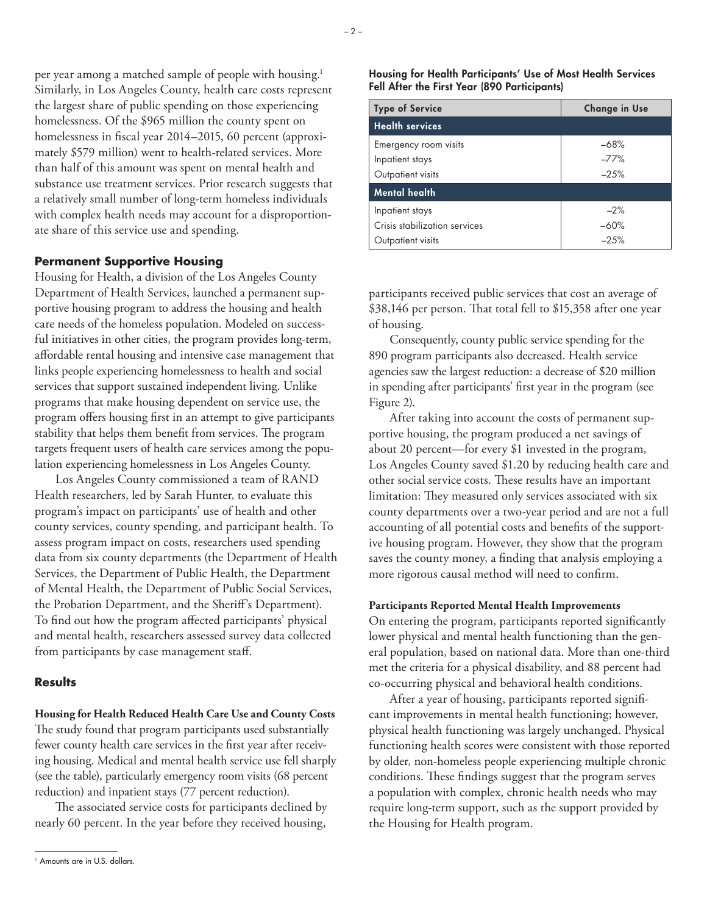per year among a matched sample of people with housing.[1] Similarly, in Los Angeles County, health care costs represent the largest share of public spending on those experiencing homelessness. Of the $965 million the county spent on homelessness in fiscal year 2014–2015, 60 percent (approximately $579 million) went to health-related services. More than half of this amount was spent on mental health and substance use treatment services. Prior research suggests that a relatively small number of long-term homeless individuals with complex health needs may account for a disproportionate share of this service use and spending.

## Permanent Supportive Housing

Housing for Health, a division of the Los Angeles County Department of Health Services, launched a permanent supportive housing program to address the housing and health care needs of the homeless population. Modeled on successful initiatives in other cities, the program provides long-term, affordable rental housing and intensive case management that links people experiencing homelessness to health and social services that support sustained independent living. Unlike programs that make housing dependent on service use, the program offers housing first in an attempt to give participants stability that helps them benefit from services. The program targets frequent users of health care services among the population experiencing homelessness in Los Angeles County.

Los Angeles County commissioned a team of RAND Health researchers, led by Sarah Hunter, to evaluate this program's impact on participants' use of health and other county services, county spending, and participant health. To assess program impact on costs, researchers used spending data from six county departments (the Department of Health Services, the Department of Public Health, the Department of Mental Health, the Department of Public Social Services, the Probation Department, and the Sheriff's Department). To find out how the program affected participants' physical and mental health, researchers assessed survey data collected from participants by case management staff.

## Results

### Housing for Health Reduced Health Care Use and County Costs

The study found that program participants used substantially fewer county health care services in the first year after receiving housing. Medical and mental health service use fell sharply (see the table), particularly emergency room visits (68 percent reduction) and inpatient stays (77 percent reduction).

The associated service costs for participants declined by nearly 60 percent. In the year before they received housing, participants received public services that cost an average of $38,146 per person. That total fell to $15,358 after one year of housing.

**Housing for Health Participants' Use of Most Health Services Fell After the First Year (890 Participants)**

| Type of Service | Change in Use |
|---|---|
| **Health services** | |
| Emergency room visits | –68% |
| Inpatient stays | –77% |
| Outpatient visits | –25% |
| **Mental health** | |
| Inpatient stays | –2% |
| Crisis stabilization services | –60% |
| Outpatient visits | –25% |

Consequently, county public service spending for the 890 program participants also decreased. Health service agencies saw the largest reduction: a decrease of $20 million in spending after participants' first year in the program (see Figure 2).

After taking into account the costs of permanent supportive housing, the program produced a net savings of about 20 percent—for every $1 invested in the program, Los Angeles County saved $1.20 by reducing health care and other social service costs. These results have an important limitation: They measured only services associated with six county departments over a two-year period and are not a full accounting of all potential costs and benefits of the supportive housing program. However, they show that the program saves the county money, a finding that analysis employing a more rigorous causal method will need to confirm.

### Participants Reported Mental Health Improvements

On entering the program, participants reported significantly lower physical and mental health functioning than the general population, based on national data. More than one-third met the criteria for a physical disability, and 88 percent had co-occurring physical and behavioral health conditions.

After a year of housing, participants reported significant improvements in mental health functioning; however, physical health functioning was largely unchanged. Physical functioning health scores were consistent with those reported by older, non-homeless people experiencing multiple chronic conditions. These findings suggest that the program serves a population with complex, chronic health needs who may require long-term support, such as the support provided by the Housing for Health program.

[1] Amounts are in U.S. dollars.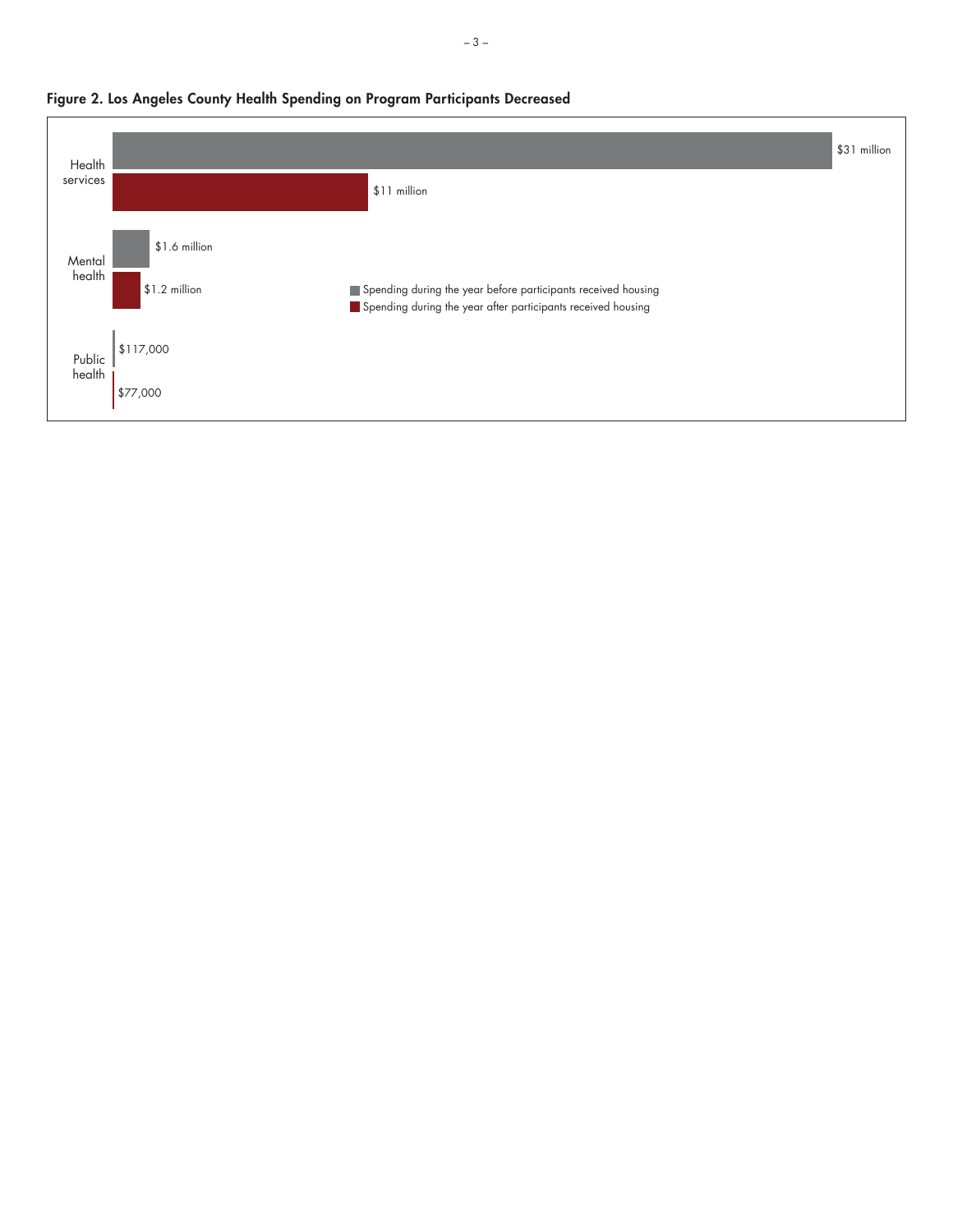**Figure 2. Los Angeles County Health Spending on Program Participants Decreased**

| | Spending during the year before participants received housing | Spending during the year after participants received housing |
|---|---|---|
| Health services | $31 million | $11 million |
| Mental health | $1.6 million | $1.2 million |
| Public health | $117,000 | $77,000 |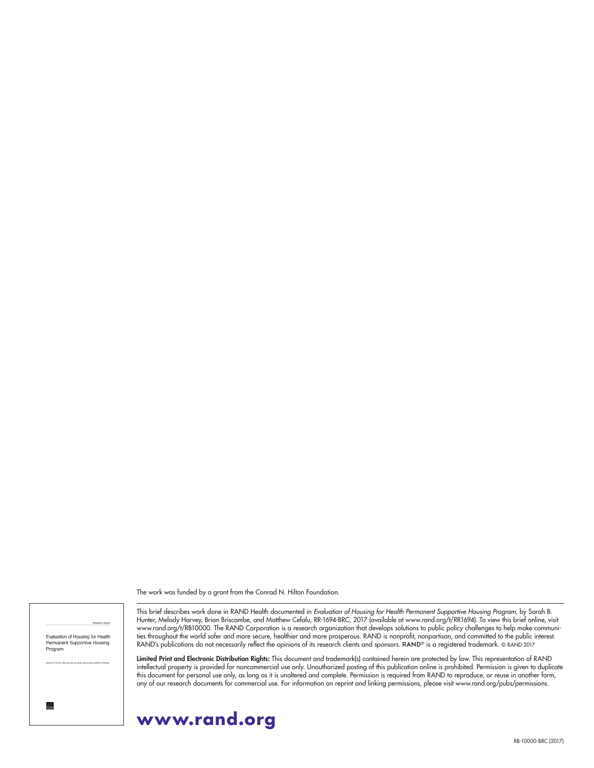The work was funded by a grant from the Conrad N. Hilton Foundation.

Research Report

Evaluation of Housing for Health Permanent Supportive Housing Program

Sarah B. Hunter, Melody Harvey, Brian Briscombe, Matthew Cefalu

This brief describes work done in RAND Health documented in *Evaluation of Housing for Health Permanent Supportive Housing Program*, by Sarah B. Hunter, Melody Harvey, Brian Briscombe, and Matthew Cefalu, RR-1694-BRC, 2017 (available at www.rand.org/t/RR1694). To view this brief online, visit www.rand.org/t/RB10000. The RAND Corporation is a research organization that develops solutions to public policy challenges to help make communities throughout the world safer and more secure, healthier and more prosperous. RAND is nonprofit, nonpartisan, and committed to the public interest. RAND's publications do not necessarily reflect the opinions of its research clients and sponsors. **RAND**® is a registered trademark. © RAND 2017

**Limited Print and Electronic Distribution Rights:** This document and trademark(s) contained herein are protected by law. This representation of RAND intellectual property is provided for noncommercial use only. Unauthorized posting of this publication online is prohibited. Permission is given to duplicate this document for personal use only, as long as it is unaltered and complete. Permission is required from RAND to reproduce, or reuse in another form, any of our research documents for commercial use. For information on reprint and linking permissions, please visit www.rand.org/pubs/permissions.

**www.rand.org**

RB-10000-BRC (2017)